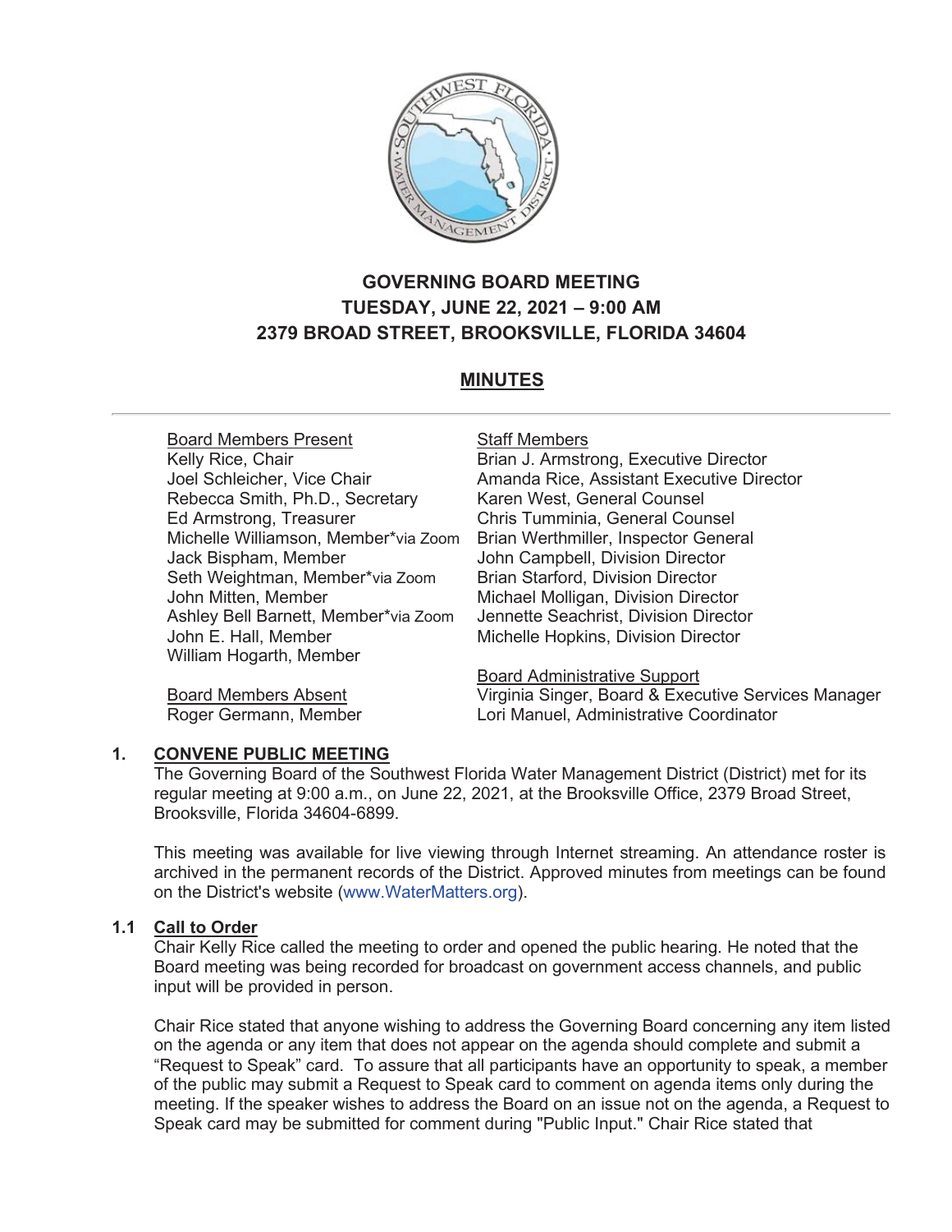# GOVERNING BOARD MEETING
## TUESDAY, JUNE 22, 2021 – 9:00 AM
## 2379 BROAD STREET, BROOKSVILLE, FLORIDA 34604

## MINUTES

Board Members Present
Kelly Rice, Chair
Joel Schleicher, Vice Chair
Rebecca Smith, Ph.D., Secretary
Ed Armstrong, Treasurer
Michelle Williamson, Member*via Zoom
Jack Bispham, Member
Seth Weightman, Member*via Zoom
John Mitten, Member
Ashley Bell Barnett, Member*via Zoom
John E. Hall, Member
William Hogarth, Member

Board Members Absent
Roger Germann, Member

Staff Members
Brian J. Armstrong, Executive Director
Amanda Rice, Assistant Executive Director
Karen West, General Counsel
Chris Tumminia, General Counsel
Brian Werthmiller, Inspector General
John Campbell, Division Director
Brian Starford, Division Director
Michael Molligan, Division Director
Jennette Seachrist, Division Director
Michelle Hopkins, Division Director

Board Administrative Support
Virginia Singer, Board & Executive Services Manager
Lori Manuel, Administrative Coordinator

### 1. CONVENE PUBLIC MEETING

The Governing Board of the Southwest Florida Water Management District (District) met for its regular meeting at 9:00 a.m., on June 22, 2021, at the Brooksville Office, 2379 Broad Street, Brooksville, Florida 34604-6899.

This meeting was available for live viewing through Internet streaming. An attendance roster is archived in the permanent records of the District. Approved minutes from meetings can be found on the District's website (www.WaterMatters.org).

### 1.1 Call to Order

Chair Kelly Rice called the meeting to order and opened the public hearing. He noted that the Board meeting was being recorded for broadcast on government access channels, and public input will be provided in person.

Chair Rice stated that anyone wishing to address the Governing Board concerning any item listed on the agenda or any item that does not appear on the agenda should complete and submit a "Request to Speak" card. To assure that all participants have an opportunity to speak, a member of the public may submit a Request to Speak card to comment on agenda items only during the meeting. If the speaker wishes to address the Board on an issue not on the agenda, a Request to Speak card may be submitted for comment during "Public Input." Chair Rice stated that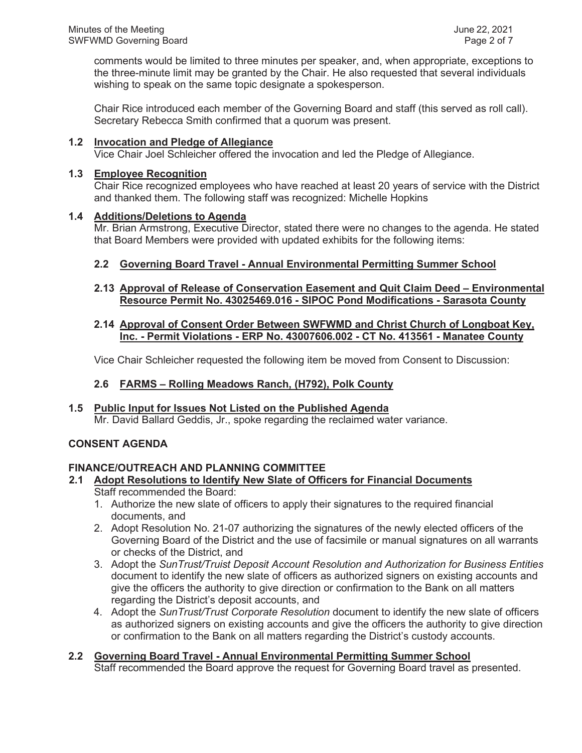comments would be limited to three minutes per speaker, and, when appropriate, exceptions to the three-minute limit may be granted by the Chair. He also requested that several individuals wishing to speak on the same topic designate a spokesperson.

Chair Rice introduced each member of the Governing Board and staff (this served as roll call). Secretary Rebecca Smith confirmed that a quorum was present.

**1.2 Invocation and Pledge of Allegiance**

Vice Chair Joel Schleicher offered the invocation and led the Pledge of Allegiance.

**1.3 Employee Recognition**

Chair Rice recognized employees who have reached at least 20 years of service with the District and thanked them. The following staff was recognized: Michelle Hopkins

**1.4 Additions/Deletions to Agenda**

Mr. Brian Armstrong, Executive Director, stated there were no changes to the agenda. He stated that Board Members were provided with updated exhibits for the following items:

**2.2 Governing Board Travel - Annual Environmental Permitting Summer School**

**2.13 Approval of Release of Conservation Easement and Quit Claim Deed – Environmental Resource Permit No. 43025469.016 - SIPOC Pond Modifications - Sarasota County**

**2.14 Approval of Consent Order Between SWFWMD and Christ Church of Longboat Key, Inc. - Permit Violations - ERP No. 43007606.002 - CT No. 413561 - Manatee County**

Vice Chair Schleicher requested the following item be moved from Consent to Discussion:

**2.6 FARMS – Rolling Meadows Ranch, (H792), Polk County**

**1.5 Public Input for Issues Not Listed on the Published Agenda**

Mr. David Ballard Geddis, Jr., spoke regarding the reclaimed water variance.

## CONSENT AGENDA

### FINANCE/OUTREACH AND PLANNING COMMITTEE

**2.1 Adopt Resolutions to Identify New Slate of Officers for Financial Documents**

Staff recommended the Board:

1. Authorize the new slate of officers to apply their signatures to the required financial documents, and
2. Adopt Resolution No. 21-07 authorizing the signatures of the newly elected officers of the Governing Board of the District and the use of facsimile or manual signatures on all warrants or checks of the District, and
3. Adopt the *SunTrust/Truist Deposit Account Resolution and Authorization for Business Entities* document to identify the new slate of officers as authorized signers on existing accounts and give the officers the authority to give direction or confirmation to the Bank on all matters regarding the District's deposit accounts, and
4. Adopt the *SunTrust/Trust Corporate Resolution* document to identify the new slate of officers as authorized signers on existing accounts and give the officers the authority to give direction or confirmation to the Bank on all matters regarding the District's custody accounts.

**2.2 Governing Board Travel - Annual Environmental Permitting Summer School**

Staff recommended the Board approve the request for Governing Board travel as presented.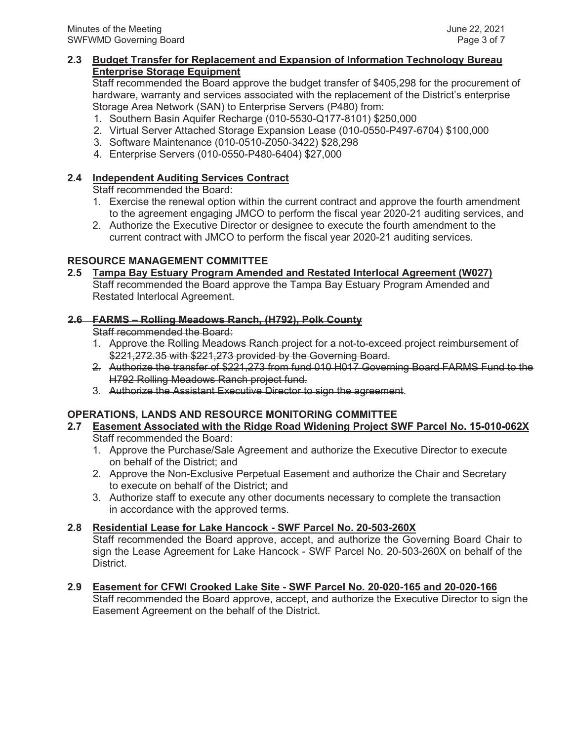**2.3 Budget Transfer for Replacement and Expansion of Information Technology Bureau Enterprise Storage Equipment**

Staff recommended the Board approve the budget transfer of $405,298 for the procurement of hardware, warranty and services associated with the replacement of the District's enterprise Storage Area Network (SAN) to Enterprise Servers (P480) from:

1. Southern Basin Aquifer Recharge (010-5530-Q177-8101) $250,000
2. Virtual Server Attached Storage Expansion Lease (010-0550-P497-6704) $100,000
3. Software Maintenance (010-0510-Z050-3422) $28,298
4. Enterprise Servers (010-0550-P480-6404) $27,000

**2.4 Independent Auditing Services Contract**

Staff recommended the Board:

1. Exercise the renewal option within the current contract and approve the fourth amendment to the agreement engaging JMCO to perform the fiscal year 2020-21 auditing services, and
2. Authorize the Executive Director or designee to execute the fourth amendment to the current contract with JMCO to perform the fiscal year 2020-21 auditing services.

**RESOURCE MANAGEMENT COMMITTEE**

**2.5 Tampa Bay Estuary Program Amended and Restated Interlocal Agreement (W027)**

Staff recommended the Board approve the Tampa Bay Estuary Program Amended and Restated Interlocal Agreement.

~~**2.6 FARMS – Rolling Meadows Ranch, (H792), Polk County**~~

~~Staff recommended the Board:~~

1. ~~Approve the Rolling Meadows Ranch project for a not-to-exceed project reimbursement of $221,272.35 with $221,273 provided by the Governing Board.~~
2. ~~Authorize the transfer of $221,273 from fund 010 H017 Governing Board FARMS Fund to the H792 Rolling Meadows Ranch project fund.~~
3. ~~Authorize the Assistant Executive Director to sign the agreement.~~

**OPERATIONS, LANDS AND RESOURCE MONITORING COMMITTEE**

**2.7 Easement Associated with the Ridge Road Widening Project SWF Parcel No. 15-010-062X**

Staff recommended the Board:

1. Approve the Purchase/Sale Agreement and authorize the Executive Director to execute on behalf of the District; and
2. Approve the Non-Exclusive Perpetual Easement and authorize the Chair and Secretary to execute on behalf of the District; and
3. Authorize staff to execute any other documents necessary to complete the transaction in accordance with the approved terms.

**2.8 Residential Lease for Lake Hancock - SWF Parcel No. 20-503-260X**

Staff recommended the Board approve, accept, and authorize the Governing Board Chair to sign the Lease Agreement for Lake Hancock - SWF Parcel No. 20-503-260X on behalf of the District.

**2.9 Easement for CFWI Crooked Lake Site - SWF Parcel No. 20-020-165 and 20-020-166**

Staff recommended the Board approve, accept, and authorize the Executive Director to sign the Easement Agreement on the behalf of the District.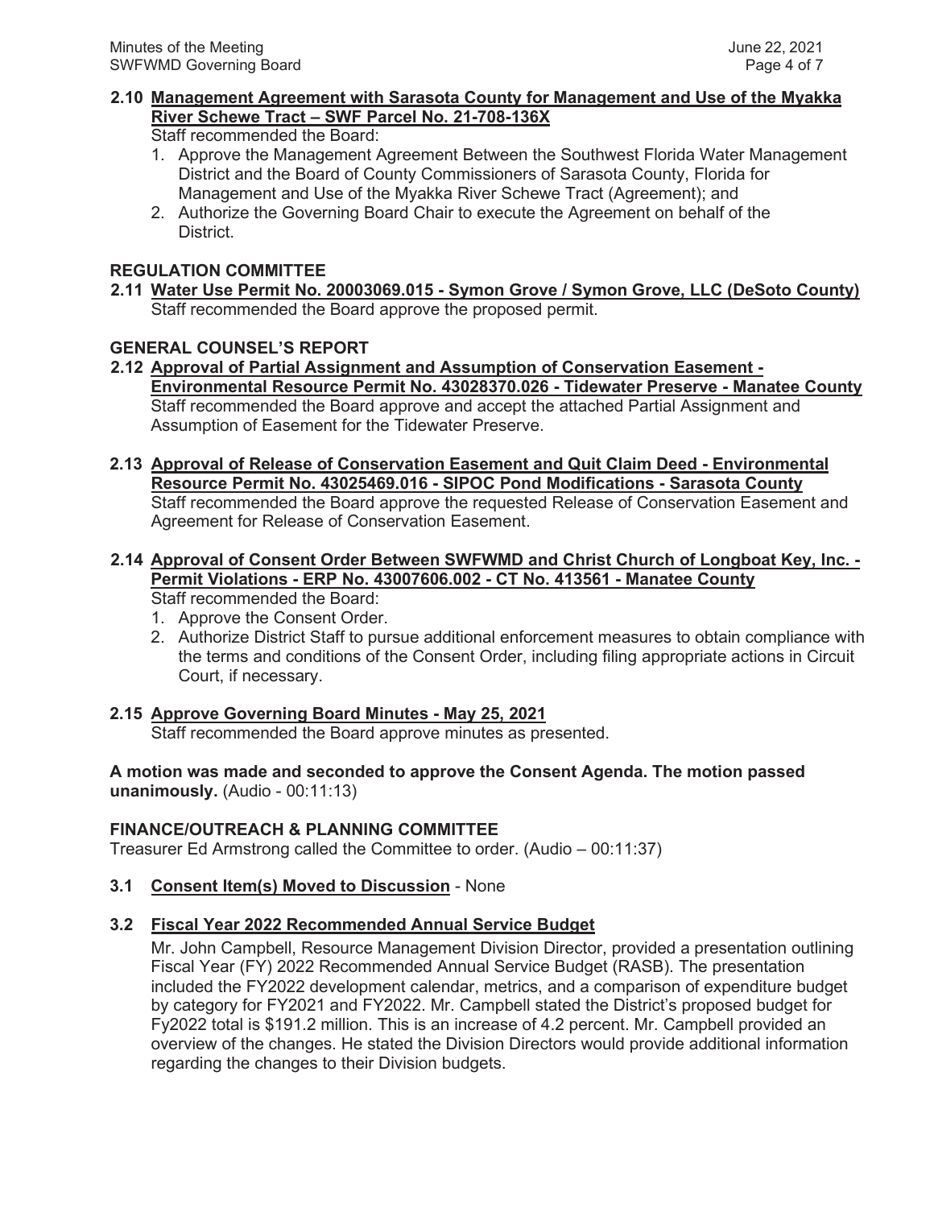**2.10 Management Agreement with Sarasota County for Management and Use of the Myakka River Schewe Tract – SWF Parcel No. 21-708-136X**

Staff recommended the Board:

1. Approve the Management Agreement Between the Southwest Florida Water Management District and the Board of County Commissioners of Sarasota County, Florida for Management and Use of the Myakka River Schewe Tract (Agreement); and
2. Authorize the Governing Board Chair to execute the Agreement on behalf of the District.

**REGULATION COMMITTEE**

**2.11 Water Use Permit No. 20003069.015 - Symon Grove / Symon Grove, LLC (DeSoto County)**

Staff recommended the Board approve the proposed permit.

**GENERAL COUNSEL'S REPORT**

**2.12 Approval of Partial Assignment and Assumption of Conservation Easement - Environmental Resource Permit No. 43028370.026 - Tidewater Preserve - Manatee County**

Staff recommended the Board approve and accept the attached Partial Assignment and Assumption of Easement for the Tidewater Preserve.

**2.13 Approval of Release of Conservation Easement and Quit Claim Deed - Environmental Resource Permit No. 43025469.016 - SIPOC Pond Modifications - Sarasota County**

Staff recommended the Board approve the requested Release of Conservation Easement and Agreement for Release of Conservation Easement.

**2.14 Approval of Consent Order Between SWFWMD and Christ Church of Longboat Key, Inc. - Permit Violations - ERP No. 43007606.002 - CT No. 413561 - Manatee County**

Staff recommended the Board:

1. Approve the Consent Order.
2. Authorize District Staff to pursue additional enforcement measures to obtain compliance with the terms and conditions of the Consent Order, including filing appropriate actions in Circuit Court, if necessary.

**2.15 Approve Governing Board Minutes - May 25, 2021**

Staff recommended the Board approve minutes as presented.

**A motion was made and seconded to approve the Consent Agenda. The motion passed unanimously.** (Audio - 00:11:13)

**FINANCE/OUTREACH & PLANNING COMMITTEE**

Treasurer Ed Armstrong called the Committee to order. (Audio – 00:11:37)

**3.1 Consent Item(s) Moved to Discussion** - None

**3.2 Fiscal Year 2022 Recommended Annual Service Budget**

Mr. John Campbell, Resource Management Division Director, provided a presentation outlining Fiscal Year (FY) 2022 Recommended Annual Service Budget (RASB). The presentation included the FY2022 development calendar, metrics, and a comparison of expenditure budget by category for FY2021 and FY2022. Mr. Campbell stated the District's proposed budget for Fy2022 total is $191.2 million. This is an increase of 4.2 percent. Mr. Campbell provided an overview of the changes. He stated the Division Directors would provide additional information regarding the changes to their Division budgets.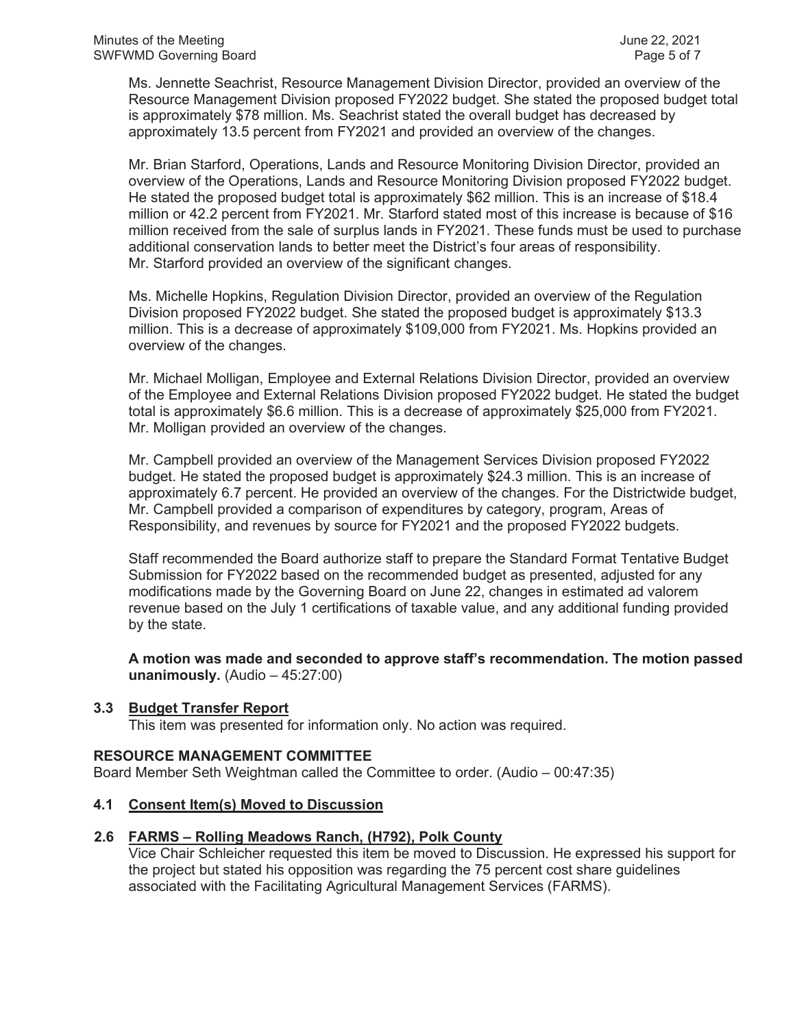Ms. Jennette Seachrist, Resource Management Division Director, provided an overview of the Resource Management Division proposed FY2022 budget. She stated the proposed budget total is approximately $78 million. Ms. Seachrist stated the overall budget has decreased by approximately 13.5 percent from FY2021 and provided an overview of the changes.

Mr. Brian Starford, Operations, Lands and Resource Monitoring Division Director, provided an overview of the Operations, Lands and Resource Monitoring Division proposed FY2022 budget. He stated the proposed budget total is approximately $62 million. This is an increase of $18.4 million or 42.2 percent from FY2021. Mr. Starford stated most of this increase is because of $16 million received from the sale of surplus lands in FY2021. These funds must be used to purchase additional conservation lands to better meet the District's four areas of responsibility. Mr. Starford provided an overview of the significant changes.

Ms. Michelle Hopkins, Regulation Division Director, provided an overview of the Regulation Division proposed FY2022 budget. She stated the proposed budget is approximately $13.3 million. This is a decrease of approximately $109,000 from FY2021. Ms. Hopkins provided an overview of the changes.

Mr. Michael Molligan, Employee and External Relations Division Director, provided an overview of the Employee and External Relations Division proposed FY2022 budget. He stated the budget total is approximately $6.6 million. This is a decrease of approximately $25,000 from FY2021. Mr. Molligan provided an overview of the changes.

Mr. Campbell provided an overview of the Management Services Division proposed FY2022 budget. He stated the proposed budget is approximately $24.3 million. This is an increase of approximately 6.7 percent. He provided an overview of the changes. For the Districtwide budget, Mr. Campbell provided a comparison of expenditures by category, program, Areas of Responsibility, and revenues by source for FY2021 and the proposed FY2022 budgets.

Staff recommended the Board authorize staff to prepare the Standard Format Tentative Budget Submission for FY2022 based on the recommended budget as presented, adjusted for any modifications made by the Governing Board on June 22, changes in estimated ad valorem revenue based on the July 1 certifications of taxable value, and any additional funding provided by the state.

**A motion was made and seconded to approve staff's recommendation. The motion passed unanimously.** (Audio – 45:27:00)

### 3.3 Budget Transfer Report

This item was presented for information only. No action was required.

## RESOURCE MANAGEMENT COMMITTEE

Board Member Seth Weightman called the Committee to order. (Audio – 00:47:35)

### 4.1 Consent Item(s) Moved to Discussion

### 2.6 FARMS – Rolling Meadows Ranch, (H792), Polk County

Vice Chair Schleicher requested this item be moved to Discussion. He expressed his support for the project but stated his opposition was regarding the 75 percent cost share guidelines associated with the Facilitating Agricultural Management Services (FARMS).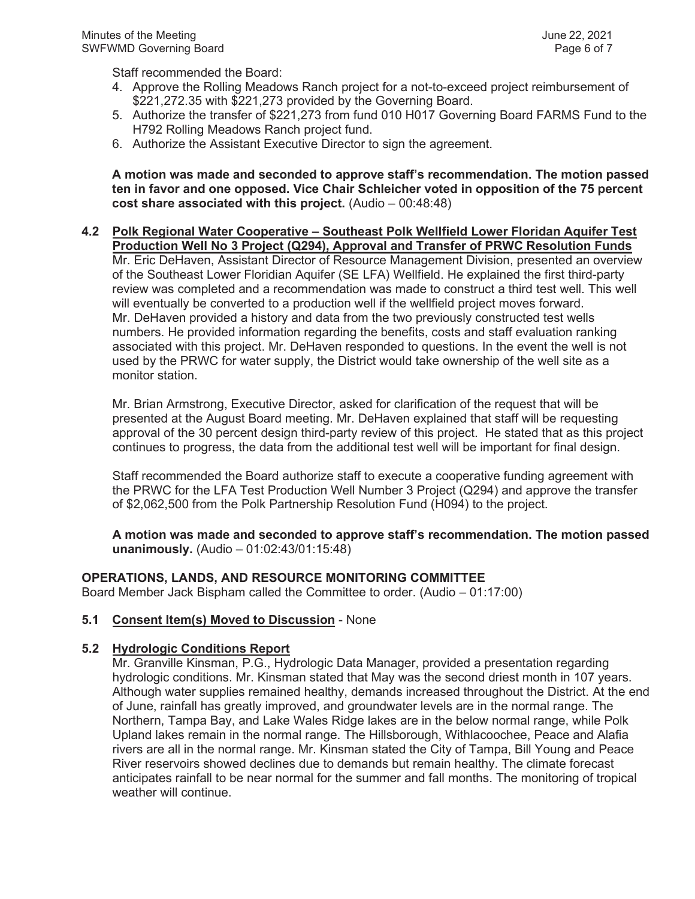Staff recommended the Board:

4. Approve the Rolling Meadows Ranch project for a not-to-exceed project reimbursement of $221,272.35 with $221,273 provided by the Governing Board.
5. Authorize the transfer of $221,273 from fund 010 H017 Governing Board FARMS Fund to the H792 Rolling Meadows Ranch project fund.
6. Authorize the Assistant Executive Director to sign the agreement.

**A motion was made and seconded to approve staff's recommendation. The motion passed ten in favor and one opposed. Vice Chair Schleicher voted in opposition of the 75 percent cost share associated with this project.** (Audio – 00:48:48)

**4.2 <u>Polk Regional Water Cooperative – Southeast Polk Wellfield Lower Floridan Aquifer Test Production Well No 3 Project (Q294), Approval and Transfer of PRWC Resolution Funds</u>**

Mr. Eric DeHaven, Assistant Director of Resource Management Division, presented an overview of the Southeast Lower Floridan Aquifer (SE LFA) Wellfield. He explained the first third-party review was completed and a recommendation was made to construct a third test well. This well will eventually be converted to a production well if the wellfield project moves forward. Mr. DeHaven provided a history and data from the two previously constructed test wells numbers. He provided information regarding the benefits, costs and staff evaluation ranking associated with this project. Mr. DeHaven responded to questions. In the event the well is not used by the PRWC for water supply, the District would take ownership of the well site as a monitor station.

Mr. Brian Armstrong, Executive Director, asked for clarification of the request that will be presented at the August Board meeting. Mr. DeHaven explained that staff will be requesting approval of the 30 percent design third-party review of this project. He stated that as this project continues to progress, the data from the additional test well will be important for final design.

Staff recommended the Board authorize staff to execute a cooperative funding agreement with the PRWC for the LFA Test Production Well Number 3 Project (Q294) and approve the transfer of $2,062,500 from the Polk Partnership Resolution Fund (H094) to the project.

**A motion was made and seconded to approve staff's recommendation. The motion passed unanimously.** (Audio – 01:02:43/01:15:48)

## OPERATIONS, LANDS, AND RESOURCE MONITORING COMMITTEE

Board Member Jack Bispham called the Committee to order. (Audio – 01:17:00)

**5.1 <u>Consent Item(s) Moved to Discussion</u>** - None

**5.2 <u>Hydrologic Conditions Report</u>**

Mr. Granville Kinsman, P.G., Hydrologic Data Manager, provided a presentation regarding hydrologic conditions. Mr. Kinsman stated that May was the second driest month in 107 years. Although water supplies remained healthy, demands increased throughout the District. At the end of June, rainfall has greatly improved, and groundwater levels are in the normal range. The Northern, Tampa Bay, and Lake Wales Ridge lakes are in the below normal range, while Polk Upland lakes remain in the normal range. The Hillsborough, Withlacoochee, Peace and Alafia rivers are all in the normal range. Mr. Kinsman stated the City of Tampa, Bill Young and Peace River reservoirs showed declines due to demands but remain healthy. The climate forecast anticipates rainfall to be near normal for the summer and fall months. The monitoring of tropical weather will continue.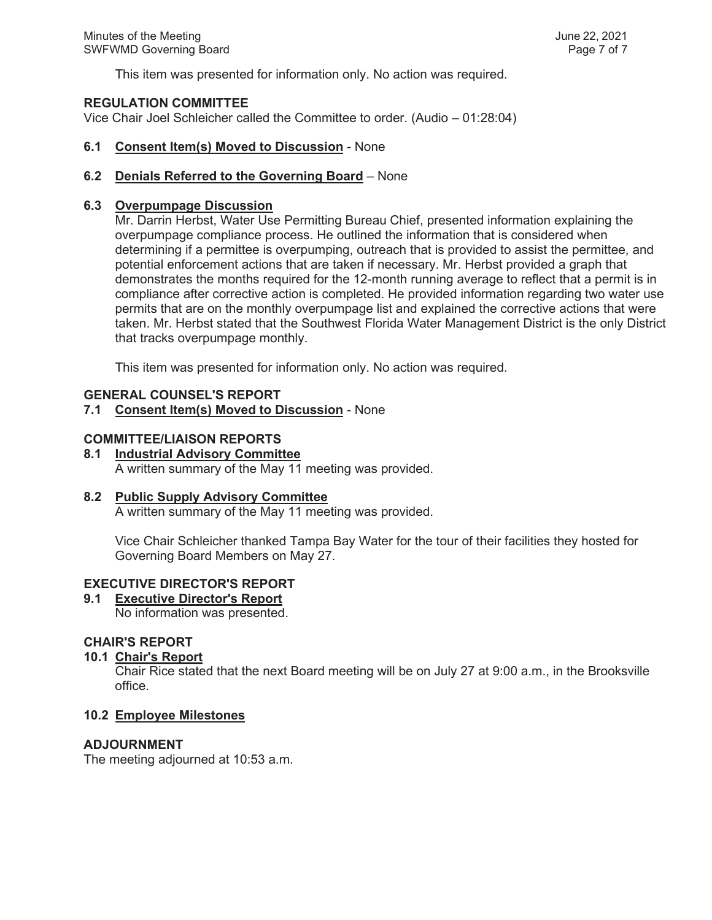This item was presented for information only. No action was required.

## REGULATION COMMITTEE

Vice Chair Joel Schleicher called the Committee to order. (Audio – 01:28:04)

**6.1 Consent Item(s) Moved to Discussion** - None

**6.2 Denials Referred to the Governing Board** – None

**6.3 Overpumpage Discussion**

Mr. Darrin Herbst, Water Use Permitting Bureau Chief, presented information explaining the overpumpage compliance process. He outlined the information that is considered when determining if a permittee is overpumping, outreach that is provided to assist the permittee, and potential enforcement actions that are taken if necessary. Mr. Herbst provided a graph that demonstrates the months required for the 12-month running average to reflect that a permit is in compliance after corrective action is completed. He provided information regarding two water use permits that are on the monthly overpumpage list and explained the corrective actions that were taken. Mr. Herbst stated that the Southwest Florida Water Management District is the only District that tracks overpumpage monthly.

This item was presented for information only. No action was required.

## GENERAL COUNSEL'S REPORT

**7.1 Consent Item(s) Moved to Discussion** - None

## COMMITTEE/LIAISON REPORTS

**8.1 Industrial Advisory Committee**

A written summary of the May 11 meeting was provided.

**8.2 Public Supply Advisory Committee**

A written summary of the May 11 meeting was provided.

Vice Chair Schleicher thanked Tampa Bay Water for the tour of their facilities they hosted for Governing Board Members on May 27.

## EXECUTIVE DIRECTOR'S REPORT

**9.1 Executive Director's Report**

No information was presented.

## CHAIR'S REPORT

**10.1 Chair's Report**

Chair Rice stated that the next Board meeting will be on July 27 at 9:00 a.m., in the Brooksville office.

**10.2 Employee Milestones**

## ADJOURNMENT

The meeting adjourned at 10:53 a.m.